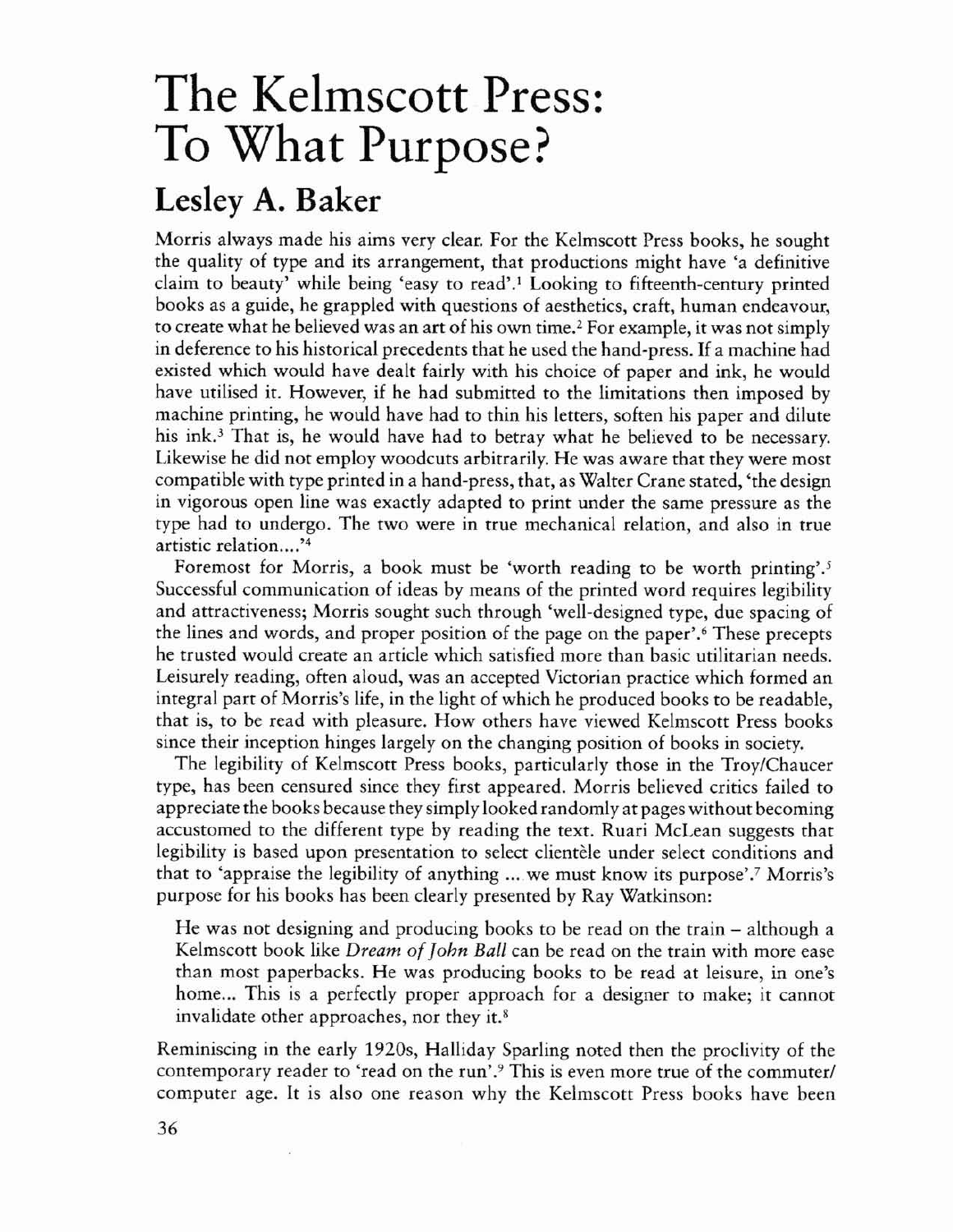# The Kelmscott Press: To What Purpose?

## Lesley A. Baker

Morris always made his aims very clear. For the Kelmscott Press books, he sought the quality of type and its arrangement, that productions might have 'a definitive claim to beauty' while being 'easy to read'.[1] Looking to fifteenth-century printed books as a guide, he grappled with questions of aesthetics, craft, human endeavour, to create what he believed was an art of his own time.[2] For example, it was not simply in deference to his historical precedents that he used the hand-press. If a machine had existed which would have dealt fairly with his choice of paper and ink, he would have utilised it. However, if he had submitted to the limitations then imposed by machine printing, he would have had to thin his letters, soften his paper and dilute his ink.[3] That is, he would have had to betray what he believed to be necessary. Likewise he did not employ woodcuts arbitrarily. He was aware that they were most compatible with type printed in a hand-press, that, as Walter Crane stated, 'the design in vigorous open line was exactly adapted to print under the same pressure as the type had to undergo. The two were in true mechanical relation, and also in true artistic relation....'[4]

Foremost for Morris, a book must be 'worth reading to be worth printing'.[5] Successful communication of ideas by means of the printed word requires legibility and attractiveness; Morris sought such through 'well-designed type, due spacing of the lines and words, and proper position of the page on the paper'.[6] These precepts he trusted would create an article which satisfied more than basic utilitarian needs. Leisurely reading, often aloud, was an accepted Victorian practice which formed an integral part of Morris's life, in the light of which he produced books to be readable, that is, to be read with pleasure. How others have viewed Kelmscott Press books since their inception hinges largely on the changing position of books in society.

The legibility of Kelmscott Press books, particularly those in the Troy/Chaucer type, has been censured since they first appeared. Morris believed critics failed to appreciate the books because they simply looked randomly at pages without becoming accustomed to the different type by reading the text. Ruari McLean suggests that legibility is based upon presentation to select clientèle under select conditions and that to 'appraise the legibility of anything ... we must know its purpose'.[7] Morris's purpose for his books has been clearly presented by Ray Watkinson:

> He was not designing and producing books to be read on the train – although a Kelmscott book like *Dream of John Ball* can be read on the train with more ease than most paperbacks. He was producing books to be read at leisure, in one's home... This is a perfectly proper approach for a designer to make; it cannot invalidate other approaches, nor they it.[8]

Reminiscing in the early 1920s, Halliday Sparling noted then the proclivity of the contemporary reader to 'read on the run'.[9] This is even more true of the commuter/computer age. It is also one reason why the Kelmscott Press books have been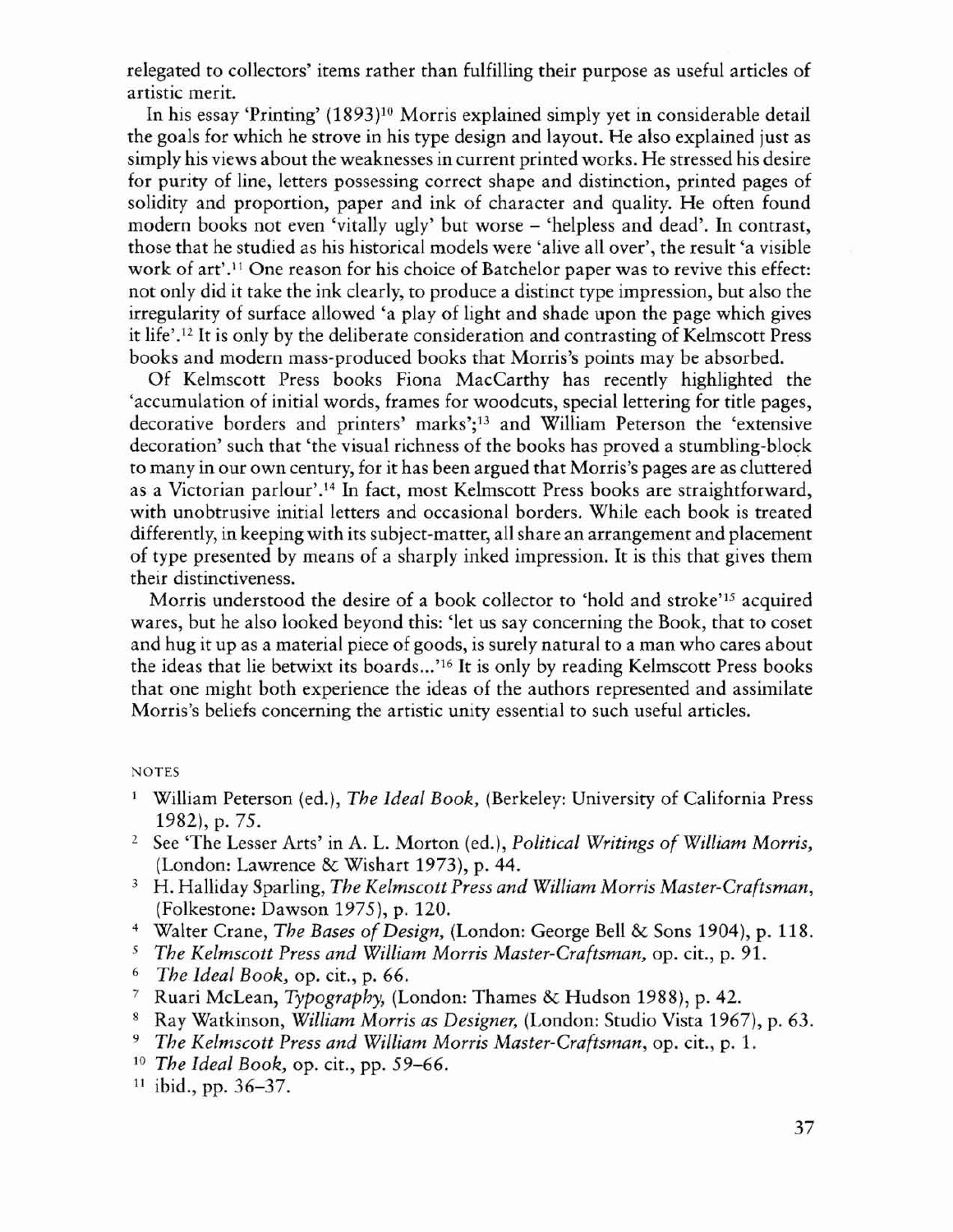relegated to collectors' items rather than fulfilling their purpose as useful articles of artistic merit.

In his essay 'Printing' (1893)[10] Morris explained simply yet in considerable detail the goals for which he strove in his type design and layout. He also explained just as simply his views about the weaknesses in current printed works. He stressed his desire for purity of line, letters possessing correct shape and distinction, printed pages of solidity and proportion, paper and ink of character and quality. He often found modern books not even 'vitally ugly' but worse – 'helpless and dead'. In contrast, those that he studied as his historical models were 'alive all over', the result 'a visible work of art'.[11] One reason for his choice of Batchelor paper was to revive this effect: not only did it take the ink clearly, to produce a distinct type impression, but also the irregularity of surface allowed 'a play of light and shade upon the page which gives it life'.[12] It is only by the deliberate consideration and contrasting of Kelmscott Press books and modern mass-produced books that Morris's points may be absorbed.

Of Kelmscott Press books Fiona MacCarthy has recently highlighted the 'accumulation of initial words, frames for woodcuts, special lettering for title pages, decorative borders and printers' marks';[13] and William Peterson the 'extensive decoration' such that 'the visual richness of the books has proved a stumbling-block to many in our own century, for it has been argued that Morris's pages are as cluttered as a Victorian parlour'.[14] In fact, most Kelmscott Press books are straightforward, with unobtrusive initial letters and occasional borders. While each book is treated differently, in keeping with its subject-matter, all share an arrangement and placement of type presented by means of a sharply inked impression. It is this that gives them their distinctiveness.

Morris understood the desire of a book collector to 'hold and stroke'[15] acquired wares, but he also looked beyond this: 'let us say concerning the Book, that to coset and hug it up as a material piece of goods, is surely natural to a man who cares about the ideas that lie betwixt its boards...'[16] It is only by reading Kelmscott Press books that one might both experience the ideas of the authors represented and assimilate Morris's beliefs concerning the artistic unity essential to such useful articles.

NOTES

1. William Peterson (ed.), *The Ideal Book*, (Berkeley: University of California Press 1982), p. 75.
2. See 'The Lesser Arts' in A. L. Morton (ed.), *Political Writings of William Morris*, (London: Lawrence & Wishart 1973), p. 44.
3. H. Halliday Sparling, *The Kelmscott Press and William Morris Master-Craftsman*, (Folkestone: Dawson 1975), p. 120.
4. Walter Crane, *The Bases of Design*, (London: George Bell & Sons 1904), p. 118.
5. *The Kelmscott Press and William Morris Master-Craftsman*, op. cit., p. 91.
6. *The Ideal Book*, op. cit., p. 66.
7. Ruari McLean, *Typography*, (London: Thames & Hudson 1988), p. 42.
8. Ray Watkinson, *William Morris as Designer*, (London: Studio Vista 1967), p. 63.
9. *The Kelmscott Press and William Morris Master-Craftsman*, op. cit., p. 1.
10. *The Ideal Book*, op. cit., pp. 59–66.
11. ibid., pp. 36–37.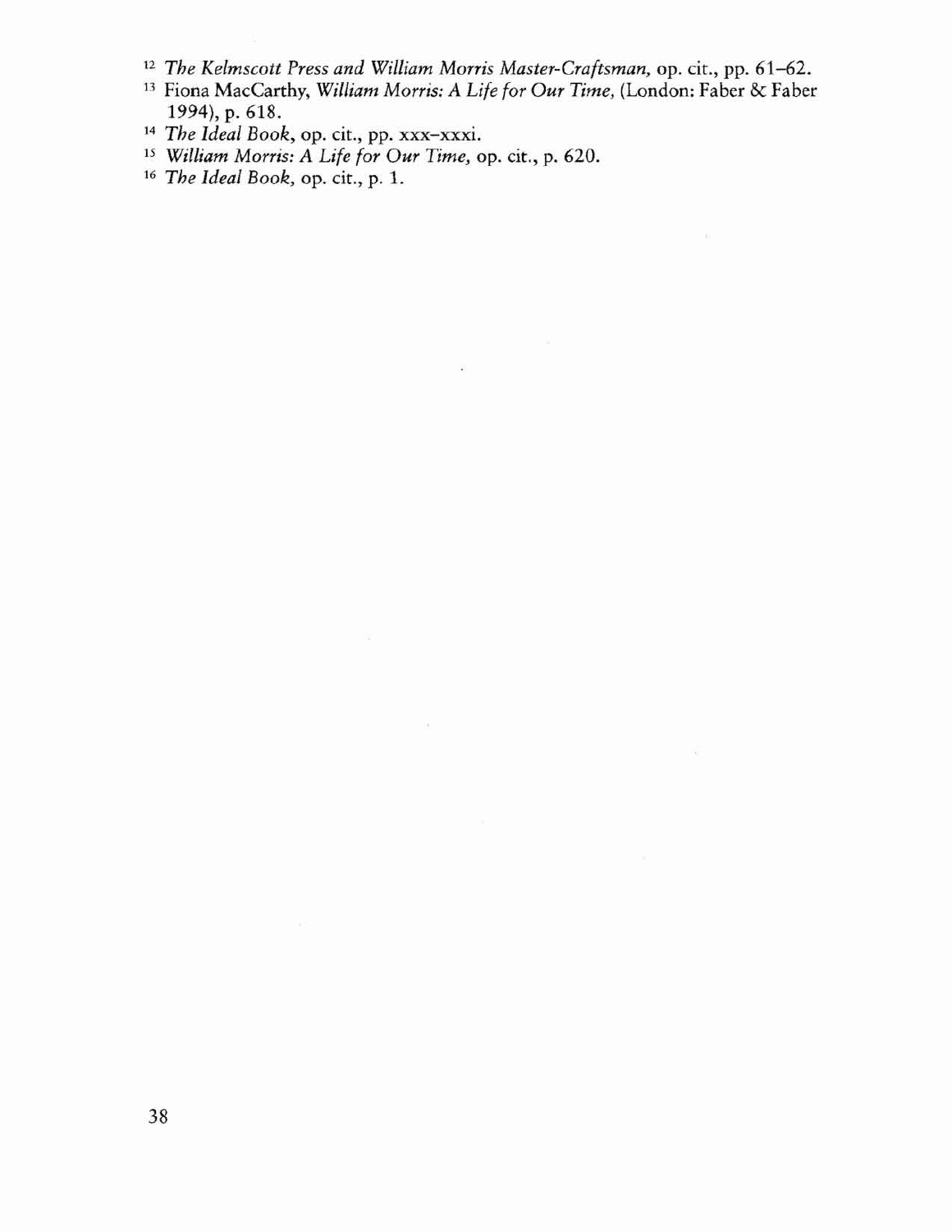[12] *The Kelmscott Press and William Morris Master-Craftsman,* op. cit., pp. 61–62.

[13] Fiona MacCarthy, *William Morris: A Life for Our Time,* (London: Faber & Faber 1994), p. 618.

[14] *The Ideal Book,* op. cit., pp. xxx–xxxi.

[15] *William Morris: A Life for Our Time,* op. cit., p. 620.

[16] *The Ideal Book,* op. cit., p. 1.